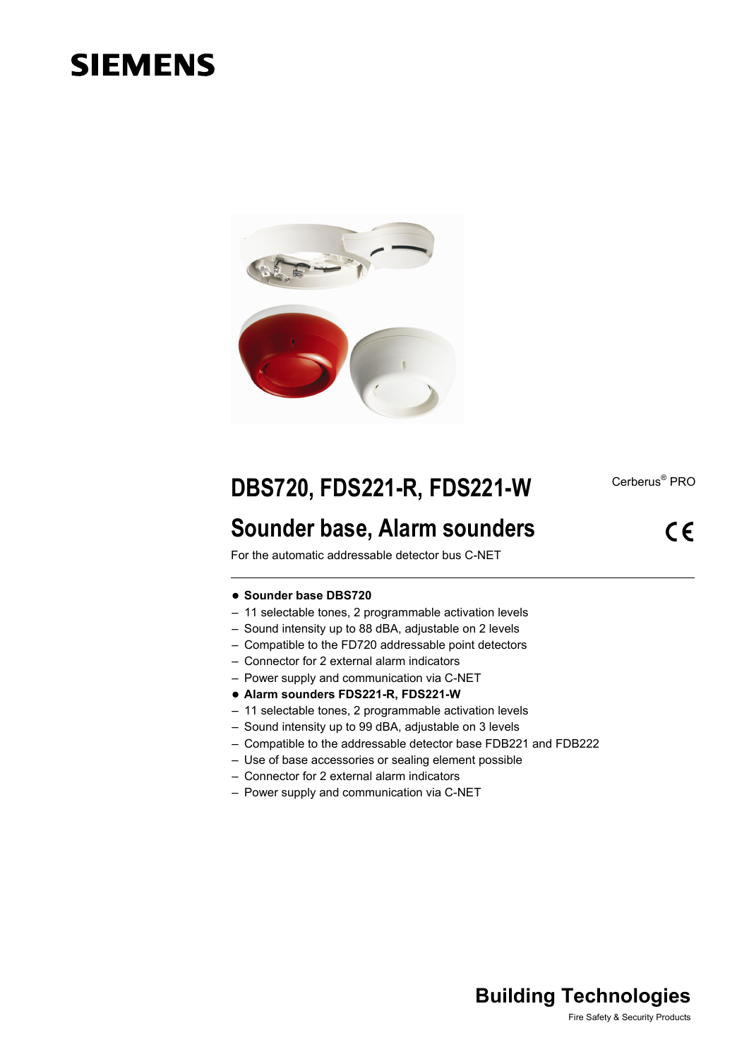SIEMENS

# DBS720, FDS221-R, FDS221-W

Cerberus® PRO

## Sounder base, Alarm sounders

CE

For the automatic addressable detector bus C-NET

- **Sounder base DBS720**
  - 11 selectable tones, 2 programmable activation levels
  - Sound intensity up to 88 dBA, adjustable on 2 levels
  - Compatible to the FD720 addressable point detectors
  - Connector for 2 external alarm indicators
  - Power supply and communication via C-NET
- **Alarm sounders FDS221-R, FDS221-W**
  - 11 selectable tones, 2 programmable activation levels
  - Sound intensity up to 99 dBA, adjustable on 3 levels
  - Compatible to the addressable detector base FDB221 and FDB222
  - Use of base accessories or sealing element possible
  - Connector for 2 external alarm indicators
  - Power supply and communication via C-NET

**Building Technologies**

Fire Safety & Security Products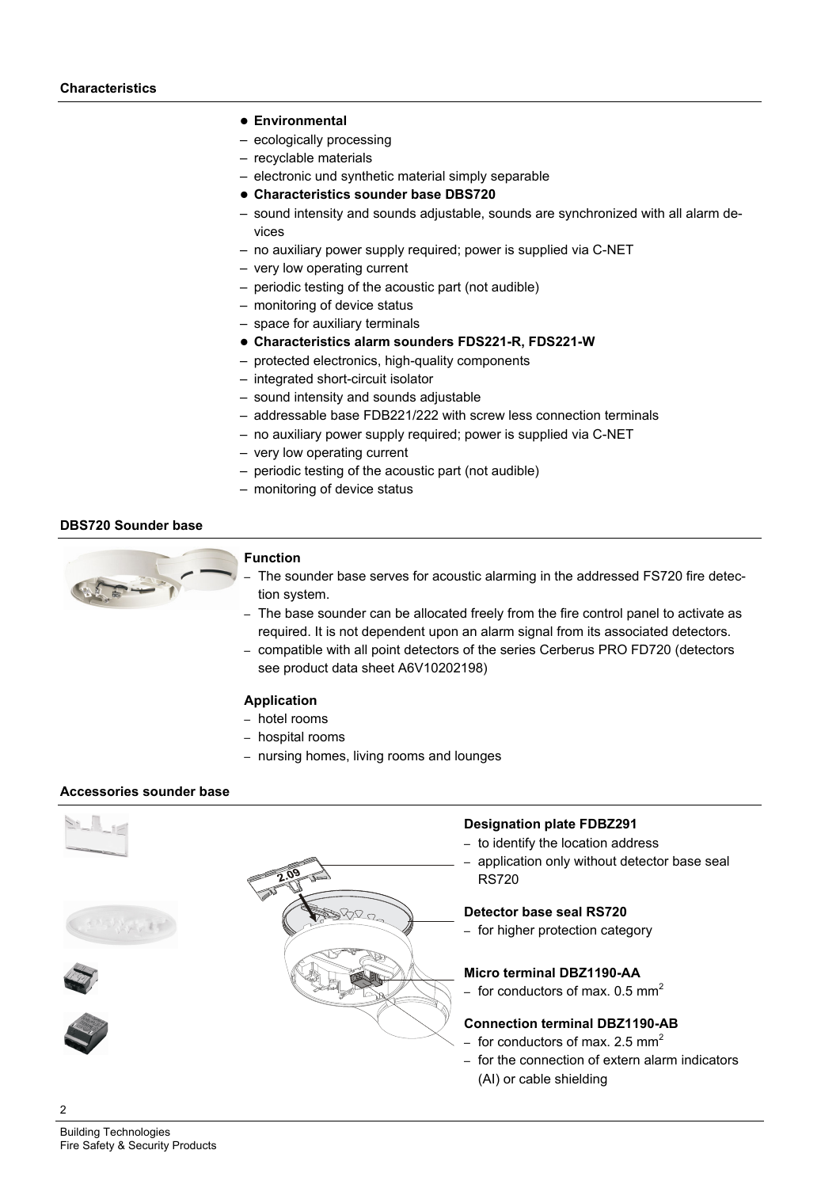## Characteristics

- **Environmental**
  - ecologically processing
  - recyclable materials
  - electronic und synthetic material simply separable
- **Characteristics sounder base DBS720**
  - sound intensity and sounds adjustable, sounds are synchronized with all alarm devices
  - no auxiliary power supply required; power is supplied via C-NET
  - very low operating current
  - periodic testing of the acoustic part (not audible)
  - monitoring of device status
  - space for auxiliary terminals
- **Characteristics alarm sounders FDS221-R, FDS221-W**
  - protected electronics, high-quality components
  - integrated short-circuit isolator
  - sound intensity and sounds adjustable
  - addressable base FDB221/222 with screw less connection terminals
  - no auxiliary power supply required; power is supplied via C-NET
  - very low operating current
  - periodic testing of the acoustic part (not audible)
  - monitoring of device status

## DBS720 Sounder base

### Function

- The sounder base serves for acoustic alarming in the addressed FS720 fire detection system.
- The base sounder can be allocated freely from the fire control panel to activate as required. It is not dependent upon an alarm signal from its associated detectors.
- compatible with all point detectors of the series Cerberus PRO FD720 (detectors see product data sheet A6V10202198)

### Application

- hotel rooms
- hospital rooms
- nursing homes, living rooms and lounges

## Accessories sounder base

2.09

### Designation plate FDBZ291

- to identify the location address
- application only without detector base seal RS720

### Detector base seal RS720

- for higher protection category

### Micro terminal DBZ1190-AA

- for conductors of max. 0.5 $mm^2$

### Connection terminal DBZ1190-AB

- for conductors of max. 2.5 $mm^2$
- for the connection of extern alarm indicators (AI) or cable shielding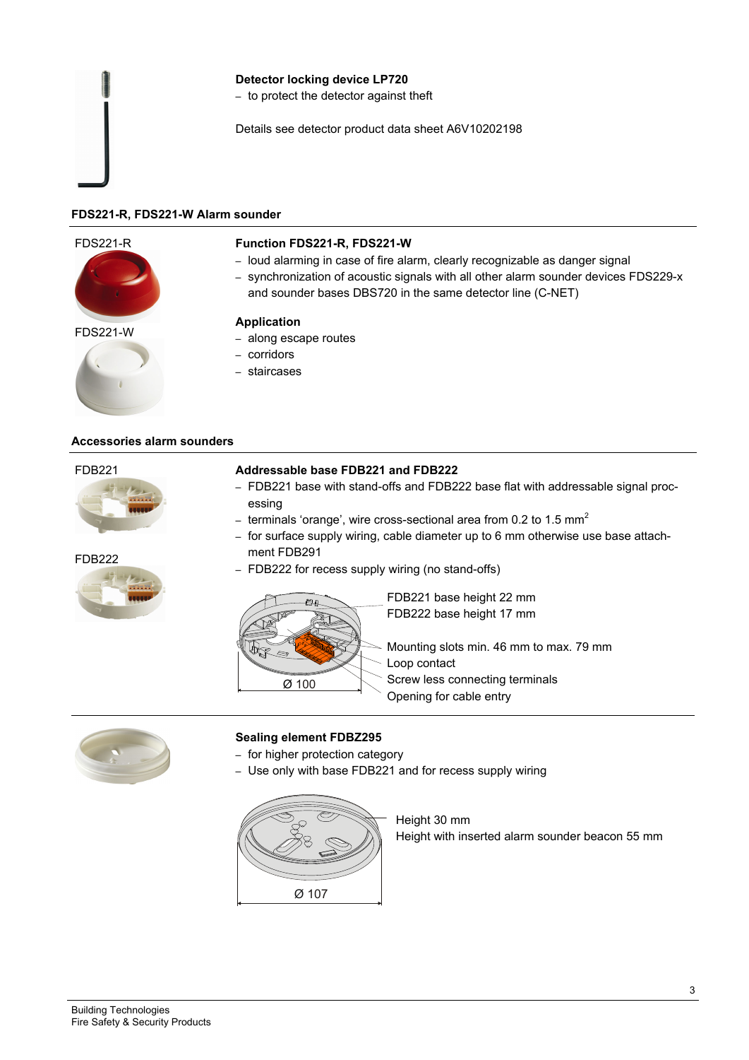**Detector locking device LP720**

- to protect the detector against theft

Details see detector product data sheet A6V10202198

## FDS221-R, FDS221-W Alarm sounder

FDS221-R

FDS221-W

**Function FDS221-R, FDS221-W**

- loud alarming in case of fire alarm, clearly recognizable as danger signal
- synchronization of acoustic signals with all other alarm sounder devices FDS229-x and sounder bases DBS720 in the same detector line (C-NET)

**Application**

- along escape routes
- corridors
- staircases

## Accessories alarm sounders

FDB221

FDB222

**Addressable base FDB221 and FDB222**

- FDB221 base with stand-offs and FDB222 base flat with addressable signal processing
- terminals 'orange', wire cross-sectional area from 0.2 to 1.5 mm$^2$
- for surface supply wiring, cable diameter up to 6 mm otherwise use base attachment FDB291
- FDB222 for recess supply wiring (no stand-offs)

Ø 100

FDB221 base height 22 mm
FDB222 base height 17 mm

Mounting slots min. 46 mm to max. 79 mm
Loop contact
Screw less connecting terminals
Opening for cable entry

**Sealing element FDBZ295**

- for higher protection category
- Use only with base FDB221 and for recess supply wiring

Ø 107

Height 30 mm
Height with inserted alarm sounder beacon 55 mm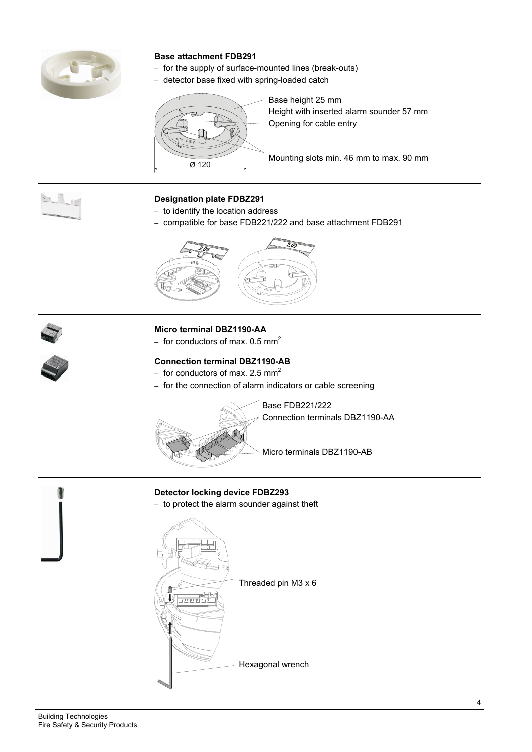**Base attachment FDB291**

- for the supply of surface-mounted lines (break-outs)
- detector base fixed with spring-loaded catch

Base height 25 mm
Height with inserted alarm sounder 57 mm
Opening for cable entry

Mounting slots min. 46 mm to max. 90 mm

Ø 120

**Designation plate FDBZ291**

- to identify the location address
- compatible for base FDB221/222 and base attachment FDB291

**Micro terminal DBZ1190-AA**

- for conductors of max. 0.5 $mm^2$

**Connection terminal DBZ1190-AB**

- for conductors of max. 2.5 $mm^2$
- for the connection of alarm indicators or cable screening

Base FDB221/222
Connection terminals DBZ1190-AA

Micro terminals DBZ1190-AB

**Detector locking device FDBZ293**

- to protect the alarm sounder against theft

Threaded pin M3 x 6

Hexagonal wrench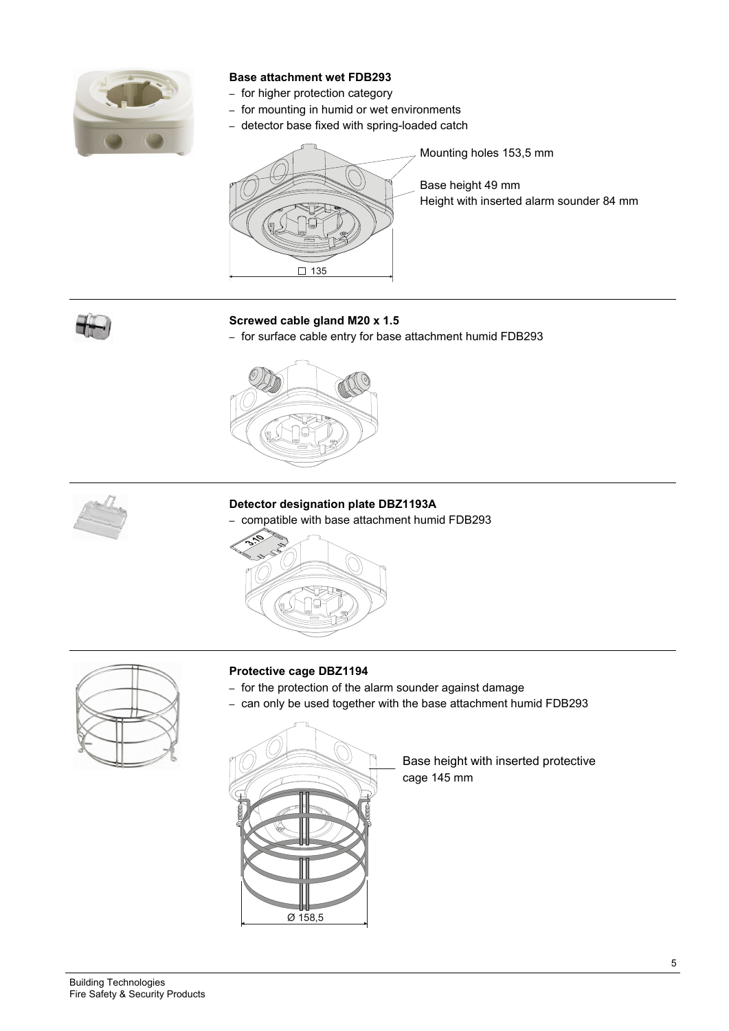**Base attachment wet FDB293**

- for higher protection category
- for mounting in humid or wet environments
- detector base fixed with spring-loaded catch

Mounting holes 153,5 mm

Base height 49 mm
Height with inserted alarm sounder 84 mm

□ 135

**Screwed cable gland M20 x 1.5**

- for surface cable entry for base attachment humid FDB293

**Detector designation plate DBZ1193A**

- compatible with base attachment humid FDB293

**Protective cage DBZ1194**

- for the protection of the alarm sounder against damage
- can only be used together with the base attachment humid FDB293

Base height with inserted protective cage 145 mm

Ø 158,5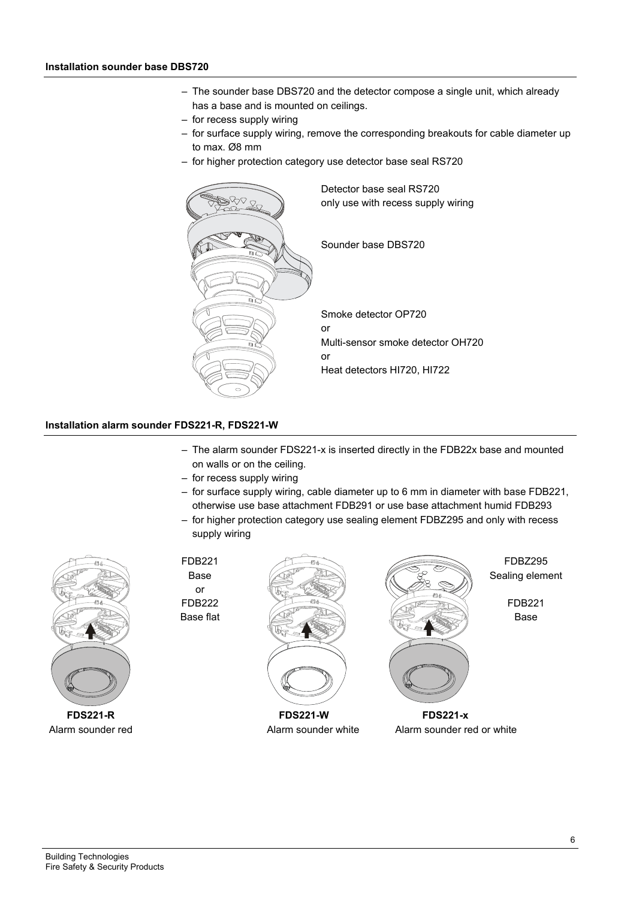### Installation sounder base DBS720

- The sounder base DBS720 and the detector compose a single unit, which already has a base and is mounted on ceilings.
- for recess supply wiring
- for surface supply wiring, remove the corresponding breakouts for cable diameter up to max. Ø8 mm
- for higher protection category use detector base seal RS720

Detector base seal RS720
only use with recess supply wiring

Sounder base DBS720

Smoke detector OP720
or
Multi-sensor smoke detector OH720
or
Heat detectors HI720, HI722

### Installation alarm sounder FDS221-R, FDS221-W

- The alarm sounder FDS221-x is inserted directly in the FDB22x base and mounted on walls or on the ceiling.
- for recess supply wiring
- for surface supply wiring, cable diameter up to 6 mm in diameter with base FDB221, otherwise use base attachment FDB291 or use base attachment humid FDB293
- for higher protection category use sealing element FDBZ295 and only with recess supply wiring

FDB221
Base
or
FDB222
Base flat

FDBZ295
Sealing element

FDB221
Base

**FDS221-R**
Alarm sounder red

**FDS221-W**
Alarm sounder white

**FDS221-x**
Alarm sounder red or white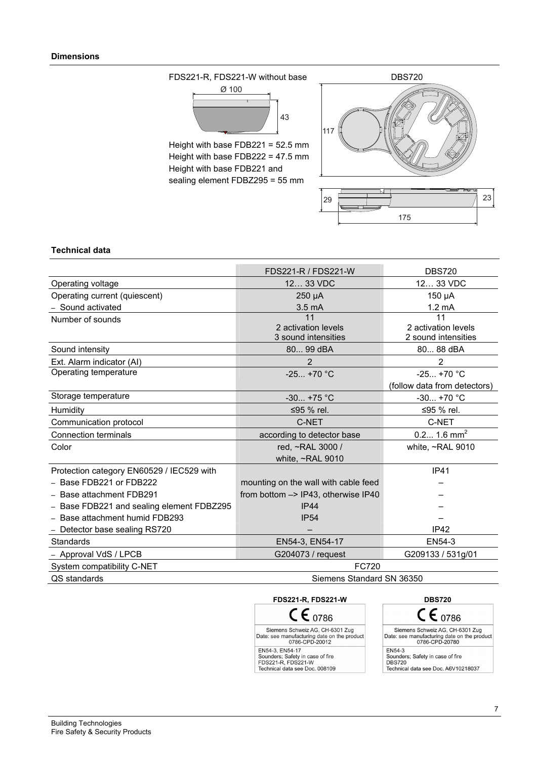## Dimensions

FDS221-R, FDS221-W without base

Ø 100

43

Height with base FDB221 = 52.5 mm
Height with base FDB222 = 47.5 mm
Height with base FDB221 and sealing element FDBZ295 = 55 mm

DBS720

117

29

23

175

## Technical data

| | FDS221-R / FDS221-W | DBS720 |
|---|---|---|
| Operating voltage | 12… 33 VDC | 12… 33 VDC |
| Operating current (quiescent) | 250 µA | 150 µA |
| – Sound activated | 3.5 mA | 1.2 mA |
| Number of sounds | 11<br>2 activation levels<br>3 sound intensities | 11<br>2 activation levels<br>2 sound intensities |
| Sound intensity | 80... 99 dBA | 80... 88 dBA |
| Ext. Alarm indicator (AI) | 2 | 2 |
| Operating temperature | -25... +70 °C | -25... +70 °C<br>(follow data from detectors) |
| Storage temperature | -30... +75 °C | -30... +70 °C |
| Humidity | ≤95 % rel. | ≤95 % rel. |
| Communication protocol | C-NET | C-NET |
| Connection terminals | according to detector base | 0.2... 1.6 mm² |
| Color | red, ~RAL 3000 /<br>white, ~RAL 9010 | white, ~RAL 9010 |
| Protection category EN60529 / IEC529 with | | IP41 |
| – Base FDB221 or FDB222 | mounting on the wall with cable feed | – |
| – Base attachment FDB291 | from bottom –> IP43, otherwise IP40 | – |
| – Base FDB221 and sealing element FDBZ295 | IP44 | – |
| – Base attachment humid FDB293 | IP54 | – |
| – Detector base sealing RS720 | – | IP42 |
| Standards | EN54-3, EN54-17 | EN54-3 |
| – Approval VdS / LPCB | G204073 / request | G209133 / 531g/01 |
| System compatibility C-NET | FC720 | |
| QS standards | Siemens Standard SN 36350 | |

**FDS221-R, FDS221-W**

CE 0786

Siemens Schweiz AG, CH-6301 Zug
Date: see manufacturing date on the product
0786-CPD-20012

EN54-3, EN54-17
Sounders; Safety in case of fire
FDS221-R, FDS221-W
Technical data see Doc. 008109

**DBS720**

CE 0786

Siemens Schweiz AG, CH-6301 Zug
Date: see manufacturing date on the product
0786-CPD-20780

EN54-3
Sounders; Safety in case of fire
DBS720
Technical data see Doc. A6V10218037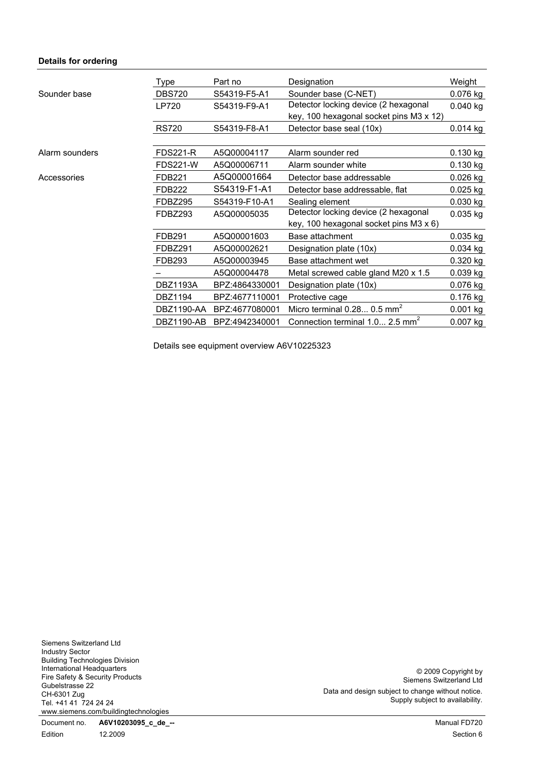**Details for ordering**

| | Type | Part no | Designation | Weight |
|---|---|---|---|---|
| Sounder base | DBS720 | S54319-F5-A1 | Sounder base (C-NET) | 0.076 kg |
| | LP720 | S54319-F9-A1 | Detector locking device (2 hexagonal key, 100 hexagonal socket pins M3 x 12) | 0.040 kg |
| | RS720 | S54319-F8-A1 | Detector base seal (10x) | 0.014 kg |
| Alarm sounders | FDS221-R | A5Q00004117 | Alarm sounder red | 0.130 kg |
| | FDS221-W | A5Q00006711 | Alarm sounder white | 0.130 kg |
| Accessories | FDB221 | A5Q00001664 | Detector base addressable | 0.026 kg |
| | FDB222 | S54319-F1-A1 | Detector base addressable, flat | 0.025 kg |
| | FDBZ295 | S54319-F10-A1 | Sealing element | 0.030 kg |
| | FDBZ293 | A5Q00005035 | Detector locking device (2 hexagonal key, 100 hexagonal socket pins M3 x 6) | 0.035 kg |
| | FDB291 | A5Q00001603 | Base attachment | 0.035 kg |
| | FDBZ291 | A5Q00002621 | Designation plate (10x) | 0.034 kg |
| | FDB293 | A5Q00003945 | Base attachment wet | 0.320 kg |
| | – | A5Q00004478 | Metal screwed cable gland M20 x 1.5 | 0.039 kg |
| | DBZ1193A | BPZ:4864330001 | Designation plate (10x) | 0.076 kg |
| | DBZ1194 | BPZ:4677110001 | Protective cage | 0.176 kg |
| | DBZ1190-AA | BPZ:4677080001 | Micro terminal 0.28... 0.5 mm$^2$ | 0.001 kg |
| | DBZ1190-AB | BPZ:4942340001 | Connection terminal 1.0... 2.5 mm$^2$ | 0.007 kg |

Details see equipment overview A6V10225323

Siemens Switzerland Ltd
Industry Sector
Building Technologies Division
International Headquarters
Fire Safety & Security Products
Gubelstrasse 22
CH-6301 Zug
Tel. +41 41 724 24 24
www.siemens.com/buildingtechnologies

© 2009 Copyright by
Siemens Switzerland Ltd

Data and design subject to change without notice.
Supply subject to availability.

Document no. **A6V10203095_c_de_--**
Edition 12.2009

Manual FD720
Section 6